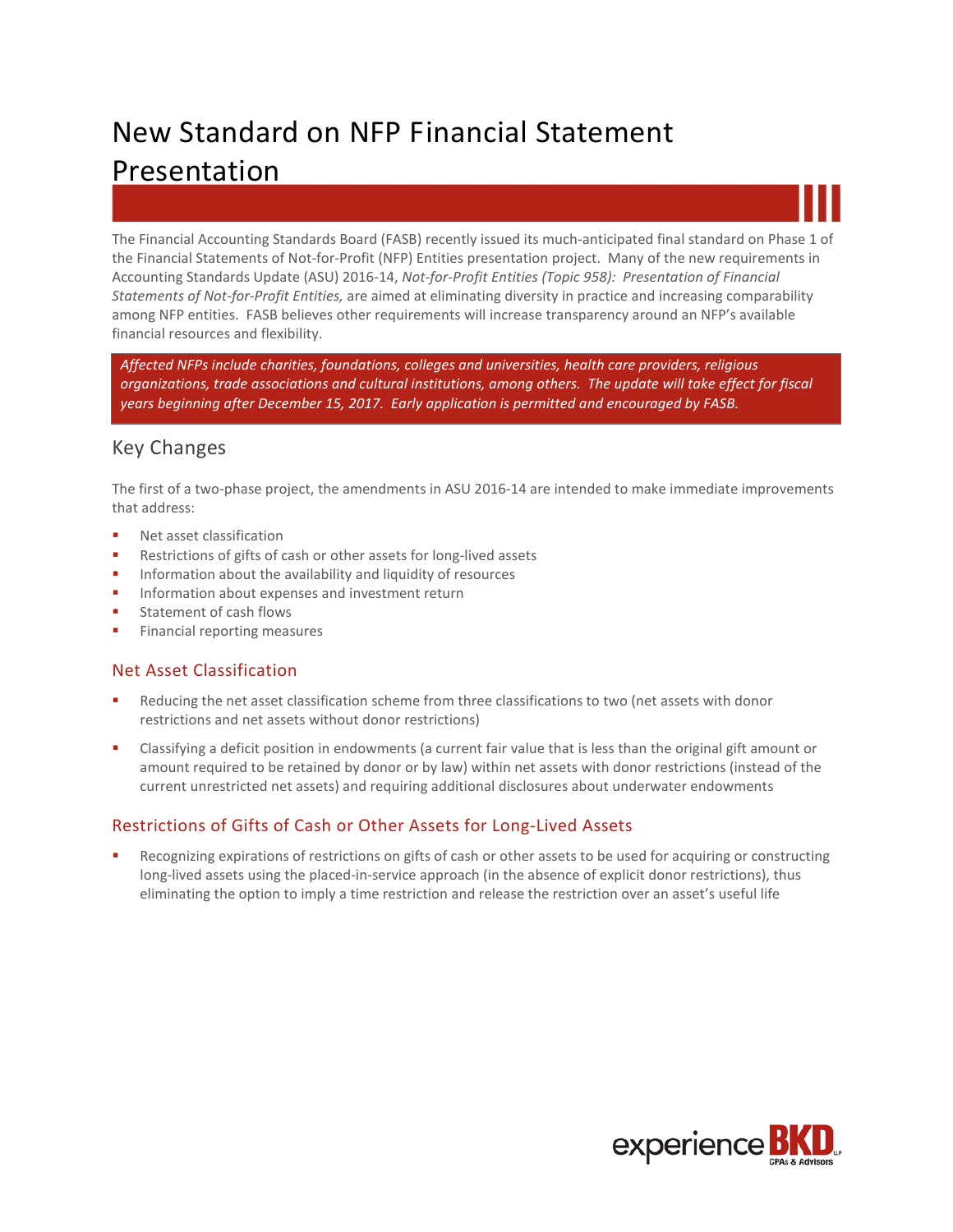# New Standard on NFP Financial Statement Presentation

The Financial Accounting Standards Board (FASB) recently issued its much-anticipated final standard on Phase 1 of the Financial Statements of Not-for-Profit (NFP) Entities presentation project. Many of the new requirements in Accounting Standards Update (ASU) 2016-14, *Not-for-Profit Entities (Topic 958): Presentation of Financial Statements of Not-for-Profit Entities,* are aimed at eliminating diversity in practice and increasing comparability among NFP entities. FASB believes other requirements will increase transparency around an NFP's available financial resources and flexibility.

*Affected NFPs include charities, foundations, colleges and universities, health care providers, religious organizations, trade associations and cultural institutions, among others. The update will take effect for fiscal years beginning after December 15, 2017. Early application is permitted and encouraged by FASB.*

## Key Changes

The first of a two-phase project, the amendments in ASU 2016-14 are intended to make immediate improvements that address:

- Net asset classification
- Restrictions of gifts of cash or other assets for long-lived assets
- Information about the availability and liquidity of resources
- Information about expenses and investment return
- Statement of cash flows
- Financial reporting measures

### Net Asset Classification

- Reducing the net asset classification scheme from three classifications to two (net assets with donor restrictions and net assets without donor restrictions)
- Classifying a deficit position in endowments (a current fair value that is less than the original gift amount or amount required to be retained by donor or by law) within net assets with donor restrictions (instead of the current unrestricted net assets) and requiring additional disclosures about underwater endowments

### Restrictions of Gifts of Cash or Other Assets for Long-Lived Assets

- Recognizing expirations of restrictions on gifts of cash or other assets to be used for acquiring or constructing long-lived assets using the placed-in-service approach (in the absence of explicit donor restrictions), thus eliminating the option to imply a time restriction and release the restriction over an asset's useful life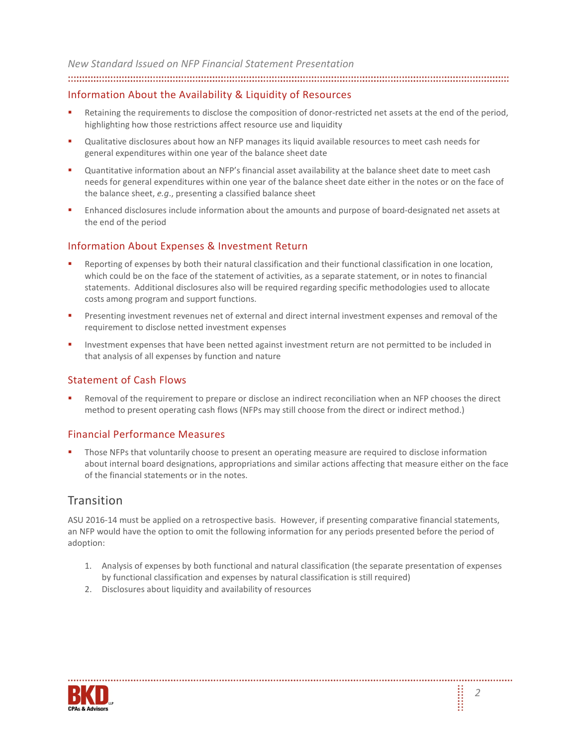### Information About the Availability & Liquidity of Resources

- Retaining the requirements to disclose the composition of donor-restricted net assets at the end of the period, highlighting how those restrictions affect resource use and liquidity
- Qualitative disclosures about how an NFP manages its liquid available resources to meet cash needs for general expenditures within one year of the balance sheet date
- Quantitative information about an NFP's financial asset availability at the balance sheet date to meet cash needs for general expenditures within one year of the balance sheet date either in the notes or on the face of the balance sheet, *e.g.*, presenting a classified balance sheet
- Enhanced disclosures include information about the amounts and purpose of board-designated net assets at the end of the period

### Information About Expenses & Investment Return

- Reporting of expenses by both their natural classification and their functional classification in one location, which could be on the face of the statement of activities, as a separate statement, or in notes to financial statements. Additional disclosures also will be required regarding specific methodologies used to allocate costs among program and support functions.
- Presenting investment revenues net of external and direct internal investment expenses and removal of the requirement to disclose netted investment expenses
- Investment expenses that have been netted against investment return are not permitted to be included in that analysis of all expenses by function and nature

### Statement of Cash Flows

- Removal of the requirement to prepare or disclose an indirect reconciliation when an NFP chooses the direct method to present operating cash flows (NFPs may still choose from the direct or indirect method.)

### Financial Performance Measures

- Those NFPs that voluntarily choose to present an operating measure are required to disclose information about internal board designations, appropriations and similar actions affecting that measure either on the face of the financial statements or in the notes.

## Transition

ASU 2016-14 must be applied on a retrospective basis. However, if presenting comparative financial statements, an NFP would have the option to omit the following information for any periods presented before the period of adoption:

1. Analysis of expenses by both functional and natural classification (the separate presentation of expenses by functional classification and expenses by natural classification is still required)
2. Disclosures about liquidity and availability of resources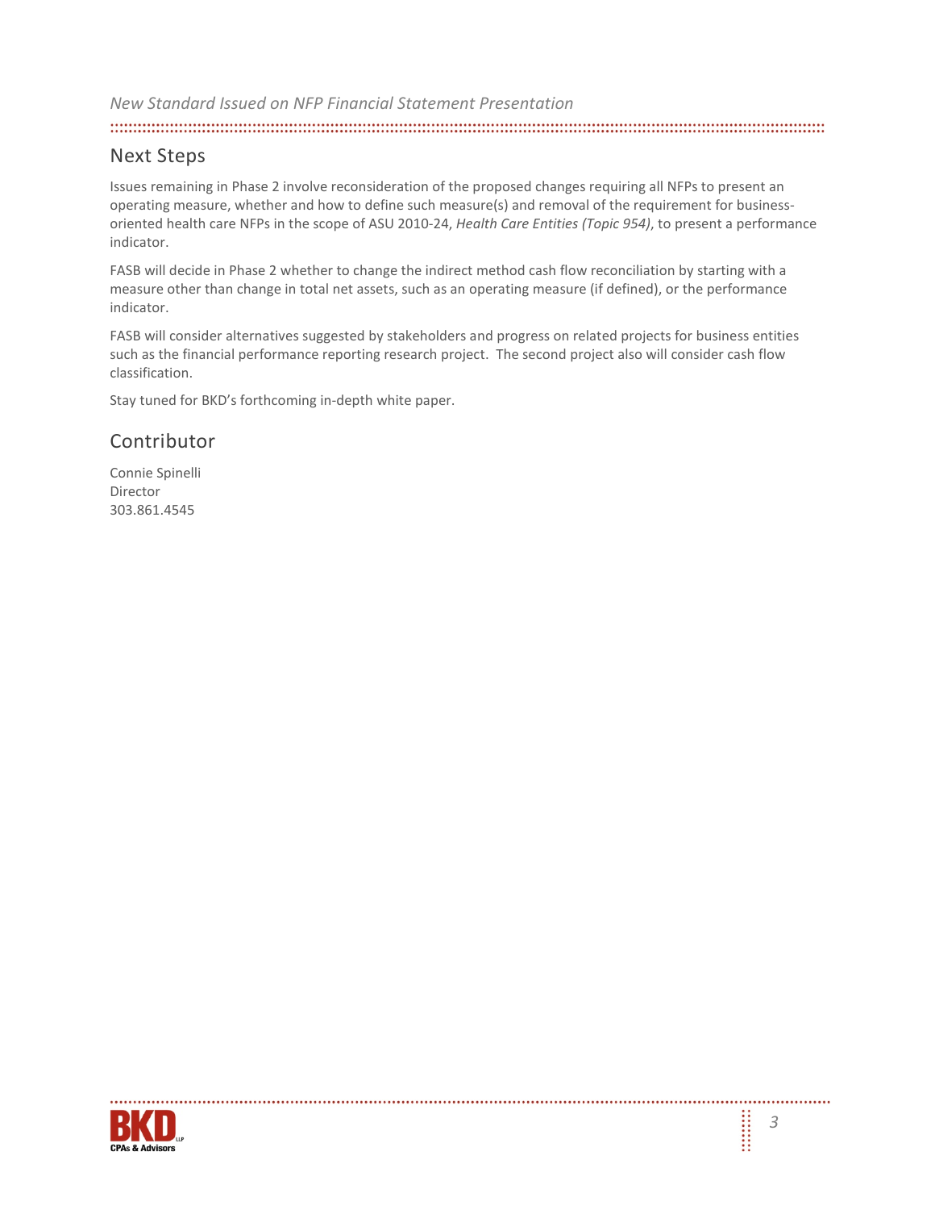## Next Steps

Issues remaining in Phase 2 involve reconsideration of the proposed changes requiring all NFPs to present an operating measure, whether and how to define such measure(s) and removal of the requirement for business-oriented health care NFPs in the scope of ASU 2010-24, *Health Care Entities (Topic 954)*, to present a performance indicator.

FASB will decide in Phase 2 whether to change the indirect method cash flow reconciliation by starting with a measure other than change in total net assets, such as an operating measure (if defined), or the performance indicator.

FASB will consider alternatives suggested by stakeholders and progress on related projects for business entities such as the financial performance reporting research project. The second project also will consider cash flow classification.

Stay tuned for BKD's forthcoming in-depth white paper.

## Contributor

Connie Spinelli
Director
303.861.4545